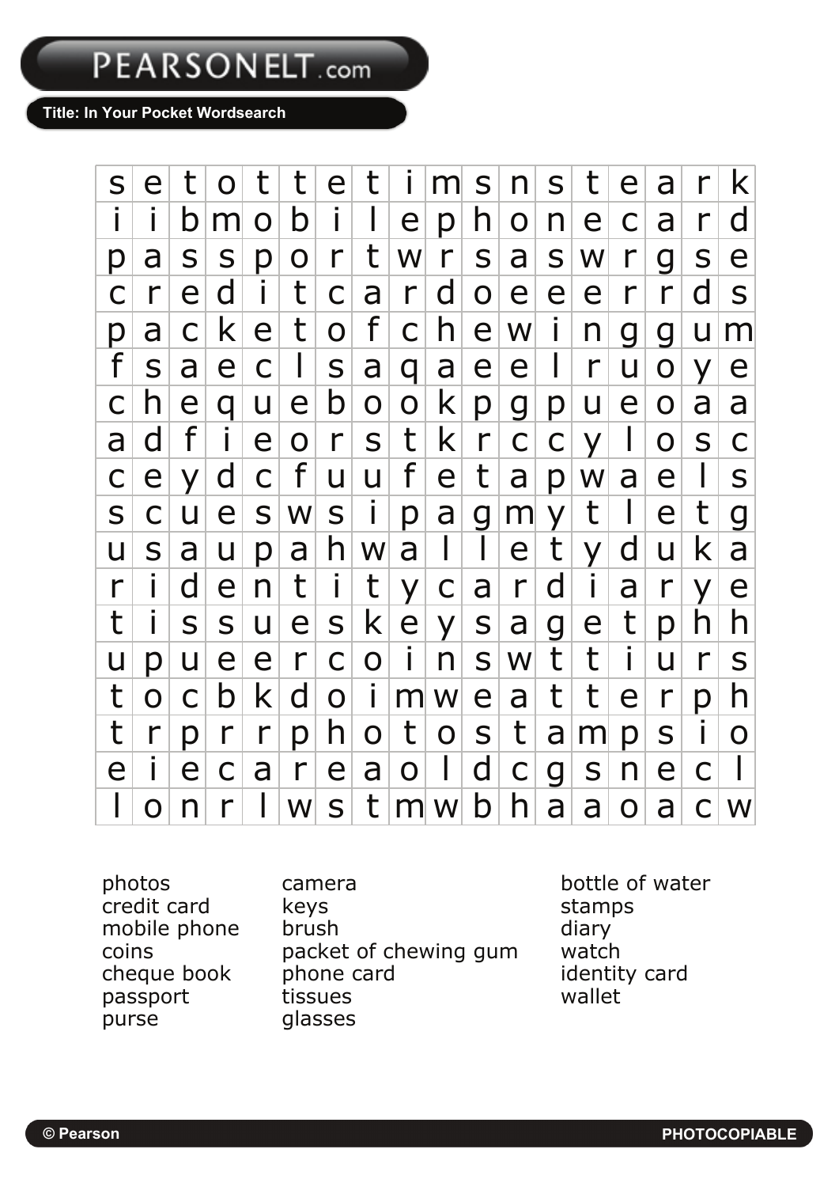PEARSONELT.com

**Title: In Your Pocket Wordsearch**

| | | | | | | | | | | | | | | | | | |
|---|---|---|---|---|---|---|---|---|---|---|---|---|---|---|---|---|---|
| s | e | t | o | t | t | e | t | i | m | s | n | s | t | e | a | r | k |
| i | i | b | m | o | b | i | l | e | p | h | o | n | e | c | a | r | d |
| p | a | s | s | p | o | r | t | w | r | s | a | s | w | r | g | s | e |
| c | r | e | d | i | t | c | a | r | d | o | e | e | e | r | r | d | s |
| p | a | c | k | e | t | o | f | c | h | e | w | i | n | g | g | u | m |
| f | s | a | e | c | l | s | a | q | a | e | e | l | r | u | o | y | e |
| c | h | e | q | u | e | b | o | o | k | p | g | p | u | e | o | a | a |
| a | d | f | i | e | o | r | s | t | k | r | c | c | y | l | o | s | c |
| c | e | y | d | c | f | u | u | f | e | t | a | p | w | a | e | l | s |
| s | c | u | e | s | w | s | i | p | a | g | m | y | t | l | e | t | g |
| u | s | a | u | p | a | h | w | a | l | l | e | t | y | d | u | k | a |
| r | i | d | e | n | t | i | t | y | c | a | r | d | i | a | r | y | e |
| t | i | s | s | u | e | s | k | e | y | s | a | g | e | t | p | h | h |
| u | p | u | e | e | r | c | o | i | n | s | w | t | t | i | u | r | s |
| t | o | c | b | k | d | o | i | m | w | e | a | t | t | e | r | p | h |
| t | r | p | r | r | p | h | o | t | o | s | t | a | m | p | s | i | o |
| e | i | e | c | a | r | e | a | o | l | d | c | g | s | n | e | c | l |
| l | o | n | r | l | w | s | t | m | w | b | h | a | a | o | a | c | w |

photos
credit card
mobile phone
coins
cheque book
passport
purse
camera
keys
brush
packet of chewing gum
phone card
tissues
glasses
bottle of water
stamps
diary
watch
identity card
wallet

© Pearson PHOTOCOPIABLE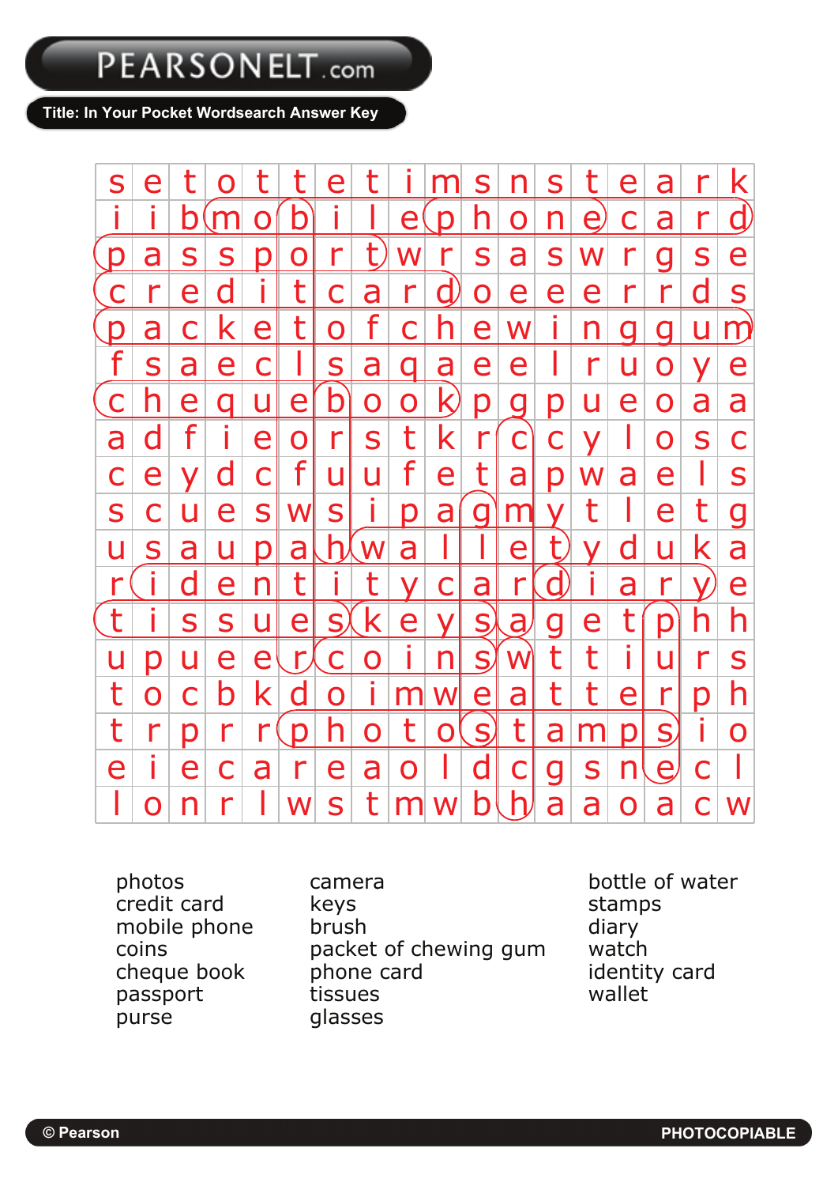PEARSONELT.com

**Title: In Your Pocket Wordsearch Answer Key**

| | | | | | | | | | | | | | | | | | |
|---|---|---|---|---|---|---|---|---|---|---|---|---|---|---|---|---|---|
| s | e | t | o | t | t | e | t | i | m | s | n | s | t | e | a | r | k |
| i | i | b | m | o | b | i | l | e | p | h | o | n | e | c | a | r | d |
| p | a | s | s | p | o | r | t | w | r | s | a | s | w | r | g | s | e |
| c | r | e | d | i | t | c | a | r | d | o | e | e | e | r | r | d | s |
| p | a | c | k | e | t | o | f | c | h | e | w | i | n | g | g | u | m |
| f | s | a | e | c | l | s | a | q | a | e | e | l | r | u | o | y | e |
| c | h | e | q | u | e | b | o | o | k | p | g | p | u | e | o | a | a |
| a | d | f | i | e | o | r | s | t | k | r | c | c | y | l | o | s | c |
| c | e | y | d | c | f | u | u | f | e | t | a | p | w | a | e | l | s |
| s | c | u | e | s | w | s | i | p | a | g | m | y | t | l | e | t | g |
| u | s | a | u | p | a | h | w | a | l | l | e | t | y | d | u | k | a |
| r | i | d | e | n | t | i | t | y | c | a | r | d | i | a | r | y | e |
| t | i | s | s | u | e | s | k | e | y | s | a | g | e | t | p | h | h |
| u | p | u | e | e | r | c | o | i | n | s | w | t | t | i | u | r | s |
| t | o | c | b | k | d | o | i | m | w | e | a | t | t | e | r | p | h |
| t | r | p | r | r | p | h | o | t | o | s | t | a | m | p | s | i | o |
| e | i | e | c | a | r | e | a | o | l | d | c | g | s | n | e | c | l |
| l | o | n | r | l | w | s | t | m | w | b | h | a | a | o | a | c | w |

photos
credit card
mobile phone
coins
cheque book
passport
purse
camera
keys
brush
packet of chewing gum
phone card
tissues
glasses
bottle of water
stamps
diary
watch
identity card
wallet

© Pearson

PHOTOCOPIABLE